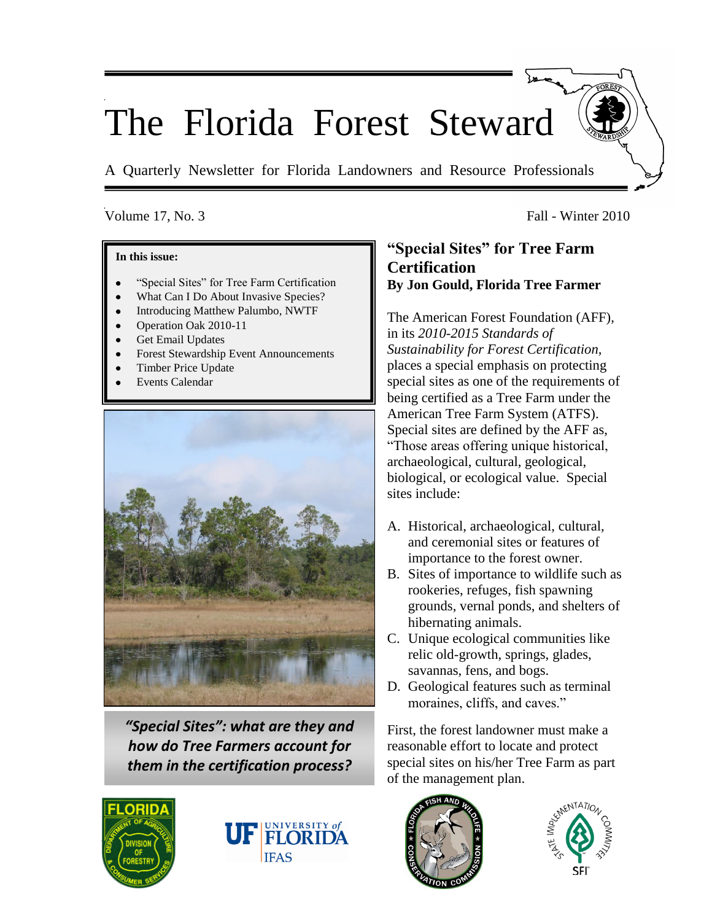# The Florida Forest Steward

A Quarterly Newsletter for Florida Landowners and Resource Professionals

Volume 17, No. 3 Fall - Winter 2010

**In this issue:**

- "Special Sites" for Tree Farm Certification
- What Can I Do About Invasive Species?
- Introducing Matthew Palumbo, NWTF
- Operation Oak 2010-11
- Get Email Updates
- Forest Stewardship Event Announcements
- Timber Price Update
- Events Calendar

***"Special Sites": what are they and how do Tree Farmers account for them in the certification process?***

## "Special Sites" for Tree Farm Certification

**By Jon Gould, Florida Tree Farmer**

The American Forest Foundation (AFF), in its *2010-2015 Standards of Sustainability for Forest Certification*, places a special emphasis on protecting special sites as one of the requirements of being certified as a Tree Farm under the American Tree Farm System (ATFS). Special sites are defined by the AFF as, "Those areas offering unique historical, archaeological, cultural, geological, biological, or ecological value. Special sites include:

A. Historical, archaeological, cultural, and ceremonial sites or features of importance to the forest owner.
B. Sites of importance to wildlife such as rookeries, refuges, fish spawning grounds, vernal ponds, and shelters of hibernating animals.
C. Unique ecological communities like relic old-growth, springs, glades, savannas, fens, and bogs.
D. Geological features such as terminal moraines, cliffs, and caves."

First, the forest landowner must make a reasonable effort to locate and protect special sites on his/her Tree Farm as part of the management plan.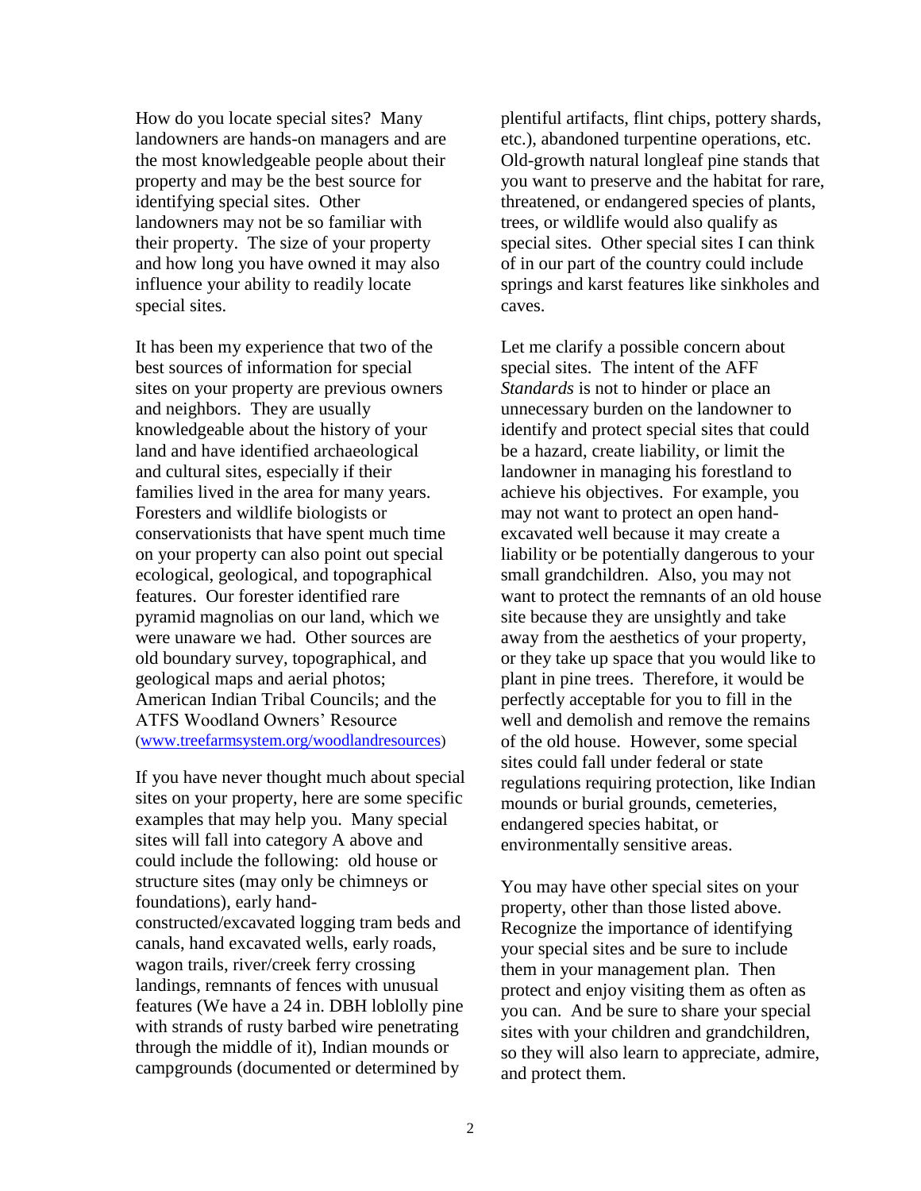How do you locate special sites? Many landowners are hands-on managers and are the most knowledgeable people about their property and may be the best source for identifying special sites. Other landowners may not be so familiar with their property. The size of your property and how long you have owned it may also influence your ability to readily locate special sites.

It has been my experience that two of the best sources of information for special sites on your property are previous owners and neighbors. They are usually knowledgeable about the history of your land and have identified archaeological and cultural sites, especially if their families lived in the area for many years. Foresters and wildlife biologists or conservationists that have spent much time on your property can also point out special ecological, geological, and topographical features. Our forester identified rare pyramid magnolias on our land, which we were unaware we had. Other sources are old boundary survey, topographical, and geological maps and aerial photos; American Indian Tribal Councils; and the ATFS Woodland Owners' Resource (www.treefarmsystem.org/woodlandresources)

If you have never thought much about special sites on your property, here are some specific examples that may help you. Many special sites will fall into category A above and could include the following: old house or structure sites (may only be chimneys or foundations), early hand-constructed/excavated logging tram beds and canals, hand excavated wells, early roads, wagon trails, river/creek ferry crossing landings, remnants of fences with unusual features (We have a 24 in. DBH loblolly pine with strands of rusty barbed wire penetrating through the middle of it), Indian mounds or campgrounds (documented or determined by plentiful artifacts, flint chips, pottery shards, etc.), abandoned turpentine operations, etc. Old-growth natural longleaf pine stands that you want to preserve and the habitat for rare, threatened, or endangered species of plants, trees, or wildlife would also qualify as special sites. Other special sites I can think of in our part of the country could include springs and karst features like sinkholes and caves.

Let me clarify a possible concern about special sites. The intent of the AFF *Standards* is not to hinder or place an unnecessary burden on the landowner to identify and protect special sites that could be a hazard, create liability, or limit the landowner in managing his forestland to achieve his objectives. For example, you may not want to protect an open hand-excavated well because it may create a liability or be potentially dangerous to your small grandchildren. Also, you may not want to protect the remnants of an old house site because they are unsightly and take away from the aesthetics of your property, or they take up space that you would like to plant in pine trees. Therefore, it would be perfectly acceptable for you to fill in the well and demolish and remove the remains of the old house. However, some special sites could fall under federal or state regulations requiring protection, like Indian mounds or burial grounds, cemeteries, endangered species habitat, or environmentally sensitive areas.

You may have other special sites on your property, other than those listed above. Recognize the importance of identifying your special sites and be sure to include them in your management plan. Then protect and enjoy visiting them as often as you can. And be sure to share your special sites with your children and grandchildren, so they will also learn to appreciate, admire, and protect them.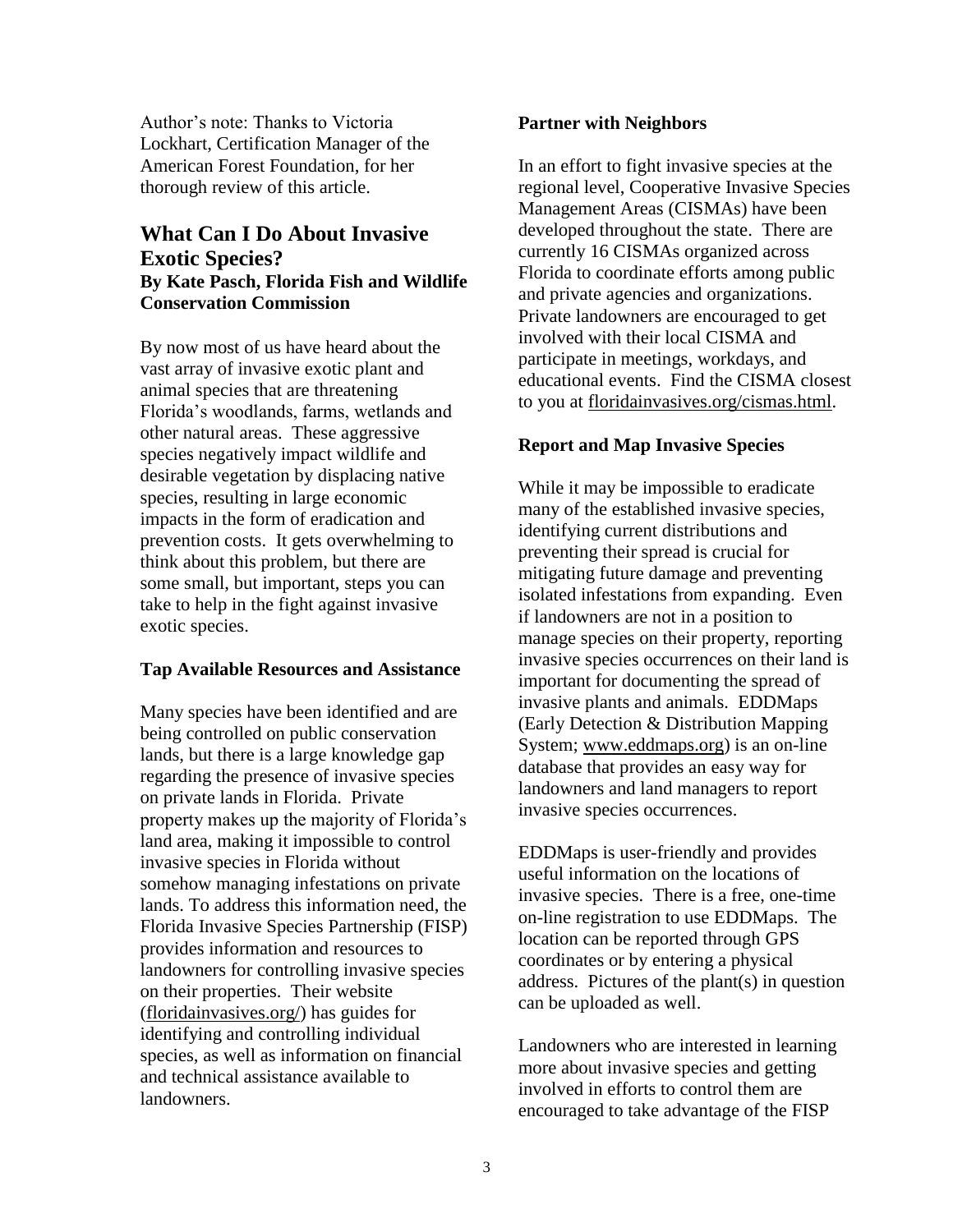Author's note: Thanks to Victoria Lockhart, Certification Manager of the American Forest Foundation, for her thorough review of this article.

## What Can I Do About Invasive Exotic Species?

**By Kate Pasch, Florida Fish and Wildlife Conservation Commission**

By now most of us have heard about the vast array of invasive exotic plant and animal species that are threatening Florida's woodlands, farms, wetlands and other natural areas. These aggressive species negatively impact wildlife and desirable vegetation by displacing native species, resulting in large economic impacts in the form of eradication and prevention costs. It gets overwhelming to think about this problem, but there are some small, but important, steps you can take to help in the fight against invasive exotic species.

**Tap Available Resources and Assistance**

Many species have been identified and are being controlled on public conservation lands, but there is a large knowledge gap regarding the presence of invasive species on private lands in Florida. Private property makes up the majority of Florida's land area, making it impossible to control invasive species in Florida without somehow managing infestations on private lands. To address this information need, the Florida Invasive Species Partnership (FISP) provides information and resources to landowners for controlling invasive species on their properties. Their website (floridainvasives.org/) has guides for identifying and controlling individual species, as well as information on financial and technical assistance available to landowners.

**Partner with Neighbors**

In an effort to fight invasive species at the regional level, Cooperative Invasive Species Management Areas (CISMAs) have been developed throughout the state. There are currently 16 CISMAs organized across Florida to coordinate efforts among public and private agencies and organizations. Private landowners are encouraged to get involved with their local CISMA and participate in meetings, workdays, and educational events. Find the CISMA closest to you at floridainvasives.org/cismas.html.

**Report and Map Invasive Species**

While it may be impossible to eradicate many of the established invasive species, identifying current distributions and preventing their spread is crucial for mitigating future damage and preventing isolated infestations from expanding. Even if landowners are not in a position to manage species on their property, reporting invasive species occurrences on their land is important for documenting the spread of invasive plants and animals. EDDMaps (Early Detection & Distribution Mapping System; www.eddmaps.org) is an on-line database that provides an easy way for landowners and land managers to report invasive species occurrences.

EDDMaps is user-friendly and provides useful information on the locations of invasive species. There is a free, one-time on-line registration to use EDDMaps. The location can be reported through GPS coordinates or by entering a physical address. Pictures of the plant(s) in question can be uploaded as well.

Landowners who are interested in learning more about invasive species and getting involved in efforts to control them are encouraged to take advantage of the FISP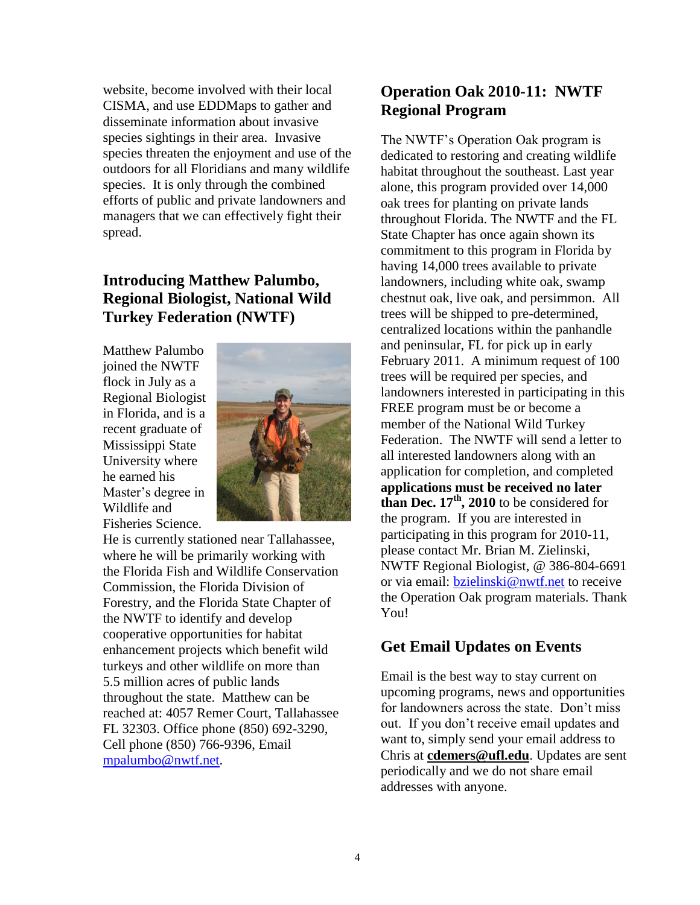website, become involved with their local CISMA, and use EDDMaps to gather and disseminate information about invasive species sightings in their area. Invasive species threaten the enjoyment and use of the outdoors for all Floridians and many wildlife species. It is only through the combined efforts of public and private landowners and managers that we can effectively fight their spread.

## Introducing Matthew Palumbo, Regional Biologist, National Wild Turkey Federation (NWTF)

Matthew Palumbo joined the NWTF flock in July as a Regional Biologist in Florida, and is a recent graduate of Mississippi State University where he earned his Master's degree in Wildlife and Fisheries Science. He is currently stationed near Tallahassee, where he will be primarily working with the Florida Fish and Wildlife Conservation Commission, the Florida Division of Forestry, and the Florida State Chapter of the NWTF to identify and develop cooperative opportunities for habitat enhancement projects which benefit wild turkeys and other wildlife on more than 5.5 million acres of public lands throughout the state. Matthew can be reached at: 4057 Remer Court, Tallahassee FL 32303. Office phone (850) 692-3290, Cell phone (850) 766-9396, Email mpalumbo@nwtf.net.

## Operation Oak 2010-11: NWTF Regional Program

The NWTF's Operation Oak program is dedicated to restoring and creating wildlife habitat throughout the southeast. Last year alone, this program provided over 14,000 oak trees for planting on private lands throughout Florida. The NWTF and the FL State Chapter has once again shown its commitment to this program in Florida by having 14,000 trees available to private landowners, including white oak, swamp chestnut oak, live oak, and persimmon. All trees will be shipped to pre-determined, centralized locations within the panhandle and peninsular, FL for pick up in early February 2011. A minimum request of 100 trees will be required per species, and landowners interested in participating in this FREE program must be or become a member of the National Wild Turkey Federation. The NWTF will send a letter to all interested landowners along with an application for completion, and completed **applications must be received no later than Dec. 17th, 2010** to be considered for the program. If you are interested in participating in this program for 2010-11, please contact Mr. Brian M. Zielinski, NWTF Regional Biologist, @ 386-804-6691 or via email: bzielinski@nwtf.net to receive the Operation Oak program materials. Thank You!

## Get Email Updates on Events

Email is the best way to stay current on upcoming programs, news and opportunities for landowners across the state. Don't miss out. If you don't receive email updates and want to, simply send your email address to Chris at **cdemers@ufl.edu**. Updates are sent periodically and we do not share email addresses with anyone.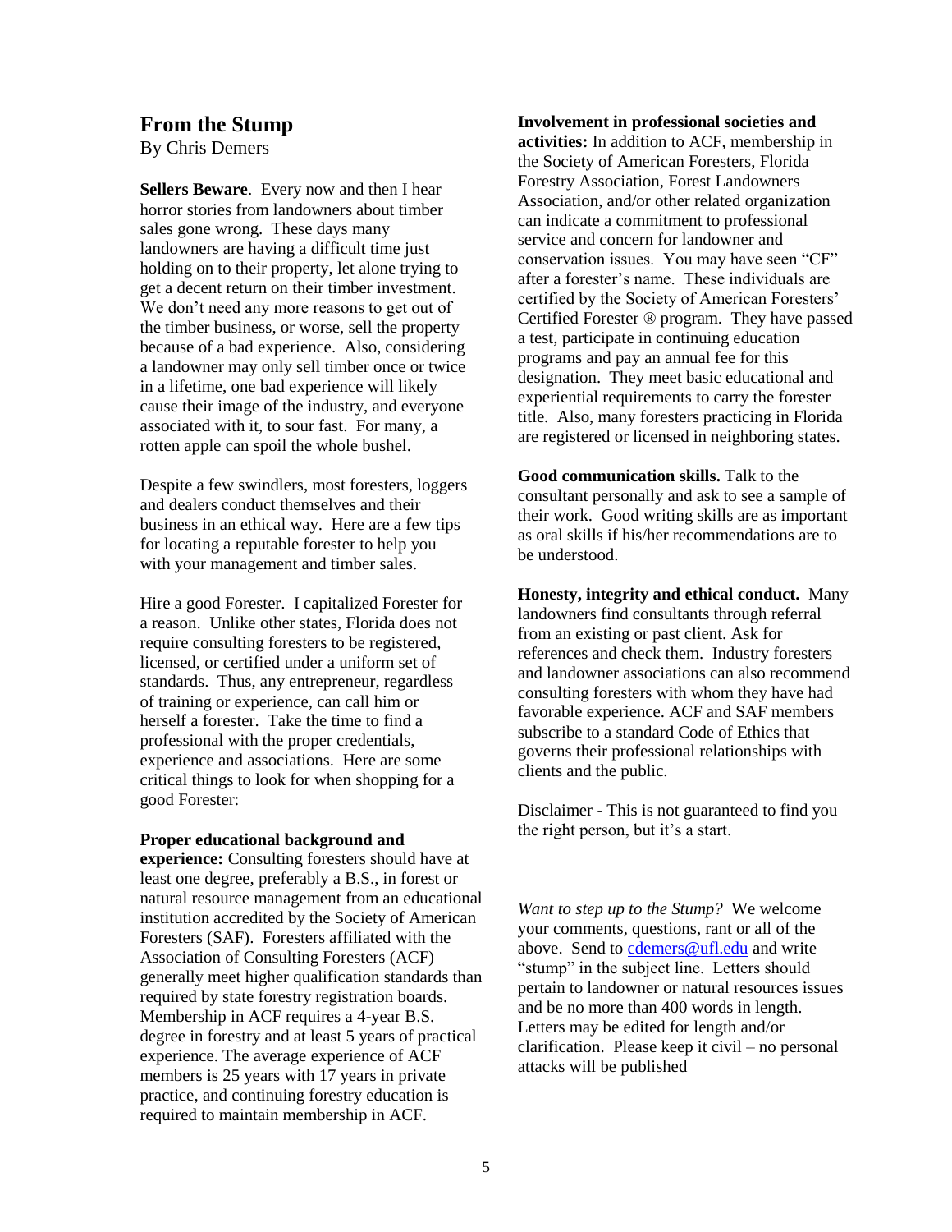## From the Stump

By Chris Demers

**Sellers Beware**. Every now and then I hear horror stories from landowners about timber sales gone wrong. These days many landowners are having a difficult time just holding on to their property, let alone trying to get a decent return on their timber investment. We don't need any more reasons to get out of the timber business, or worse, sell the property because of a bad experience. Also, considering a landowner may only sell timber once or twice in a lifetime, one bad experience will likely cause their image of the industry, and everyone associated with it, to sour fast. For many, a rotten apple can spoil the whole bushel.

Despite a few swindlers, most foresters, loggers and dealers conduct themselves and their business in an ethical way. Here are a few tips for locating a reputable forester to help you with your management and timber sales.

Hire a good Forester. I capitalized Forester for a reason. Unlike other states, Florida does not require consulting foresters to be registered, licensed, or certified under a uniform set of standards. Thus, any entrepreneur, regardless of training or experience, can call him or herself a forester. Take the time to find a professional with the proper credentials, experience and associations. Here are some critical things to look for when shopping for a good Forester:

**Proper educational background and experience:** Consulting foresters should have at least one degree, preferably a B.S., in forest or natural resource management from an educational institution accredited by the Society of American Foresters (SAF). Foresters affiliated with the Association of Consulting Foresters (ACF) generally meet higher qualification standards than required by state forestry registration boards. Membership in ACF requires a 4-year B.S. degree in forestry and at least 5 years of practical experience. The average experience of ACF members is 25 years with 17 years in private practice, and continuing forestry education is required to maintain membership in ACF.

**Involvement in professional societies and activities:** In addition to ACF, membership in the Society of American Foresters, Florida Forestry Association, Forest Landowners Association, and/or other related organization can indicate a commitment to professional service and concern for landowner and conservation issues. You may have seen "CF" after a forester's name. These individuals are certified by the Society of American Foresters' Certified Forester ® program. They have passed a test, participate in continuing education programs and pay an annual fee for this designation. They meet basic educational and experiential requirements to carry the forester title. Also, many foresters practicing in Florida are registered or licensed in neighboring states.

**Good communication skills.** Talk to the consultant personally and ask to see a sample of their work. Good writing skills are as important as oral skills if his/her recommendations are to be understood.

**Honesty, integrity and ethical conduct.** Many landowners find consultants through referral from an existing or past client. Ask for references and check them. Industry foresters and landowner associations can also recommend consulting foresters with whom they have had favorable experience. ACF and SAF members subscribe to a standard Code of Ethics that governs their professional relationships with clients and the public.

Disclaimer - This is not guaranteed to find you the right person, but it's a start.

*Want to step up to the Stump?* We welcome your comments, questions, rant or all of the above. Send to [cdemers@ufl.edu](mailto:cdemers@ufl.edu) and write "stump" in the subject line. Letters should pertain to landowner or natural resources issues and be no more than 400 words in length. Letters may be edited for length and/or clarification. Please keep it civil – no personal attacks will be published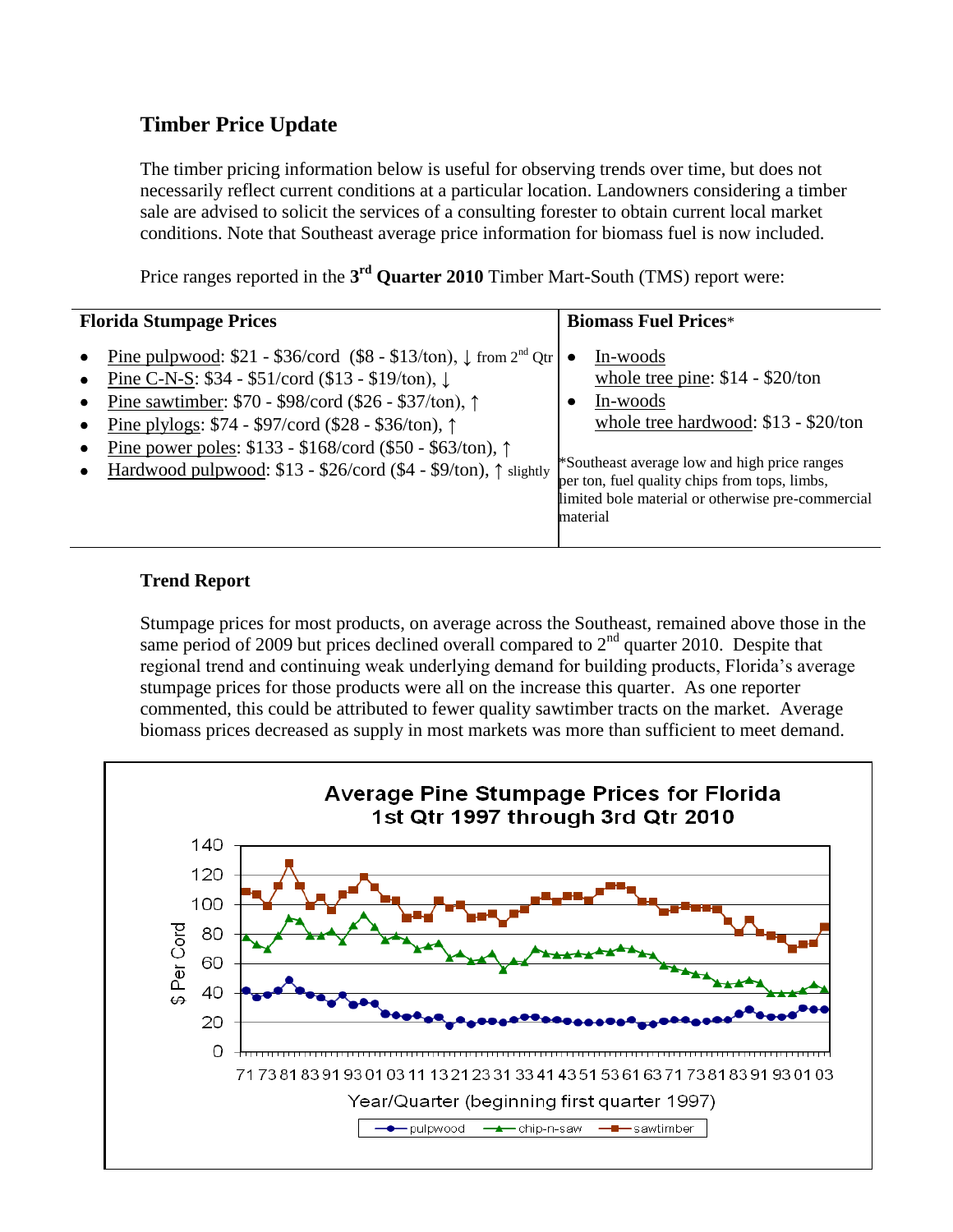## Timber Price Update

The timber pricing information below is useful for observing trends over time, but does not necessarily reflect current conditions at a particular location. Landowners considering a timber sale are advised to solicit the services of a consulting forester to obtain current local market conditions. Note that Southeast average price information for biomass fuel is now included.

Price ranges reported in the **3rd Quarter 2010** Timber Mart-South (TMS) report were:

| **Florida Stumpage Prices** | **Biomass Fuel Prices*** |
|---|---|
| • Pine pulpwood: \$21 - \$36/cord (\$8 - \$13/ton), ↓ from 2nd Qtr<br>• Pine C-N-S: \$34 - \$51/cord (\$13 - \$19/ton), ↓<br>• Pine sawtimber: \$70 - \$98/cord (\$26 - \$37/ton), ↑<br>• Pine plylogs: \$74 - \$97/cord (\$28 - \$36/ton), ↑<br>• Pine power poles: \$133 - \$168/cord (\$50 - \$63/ton), ↑<br>• Hardwood pulpwood: \$13 - \$26/cord (\$4 - \$9/ton), ↑ slightly | • In-woods whole tree pine: \$14 - \$20/ton<br>• In-woods whole tree hardwood: \$13 - \$20/ton<br><br>*Southeast average low and high price ranges per ton, fuel quality chips from tops, limbs, limited bole material or otherwise pre-commercial material |

### Trend Report

Stumpage prices for most products, on average across the Southeast, remained above those in the same period of 2009 but prices declined overall compared to 2nd quarter 2010. Despite that regional trend and continuing weak underlying demand for building products, Florida's average stumpage prices for those products were all on the increase this quarter. As one reporter commented, this could be attributed to fewer quality sawtimber tracts on the market. Average biomass prices decreased as supply in most markets was more than sufficient to meet demand.

**Average Pine Stumpage Prices for Florida**
**1st Qtr 1997 through 3rd Qtr 2010**

(Chart: \$ Per Cord vs. Year/Quarter (beginning first quarter 1997); series: pulpwood, chip-n-saw, sawtimber)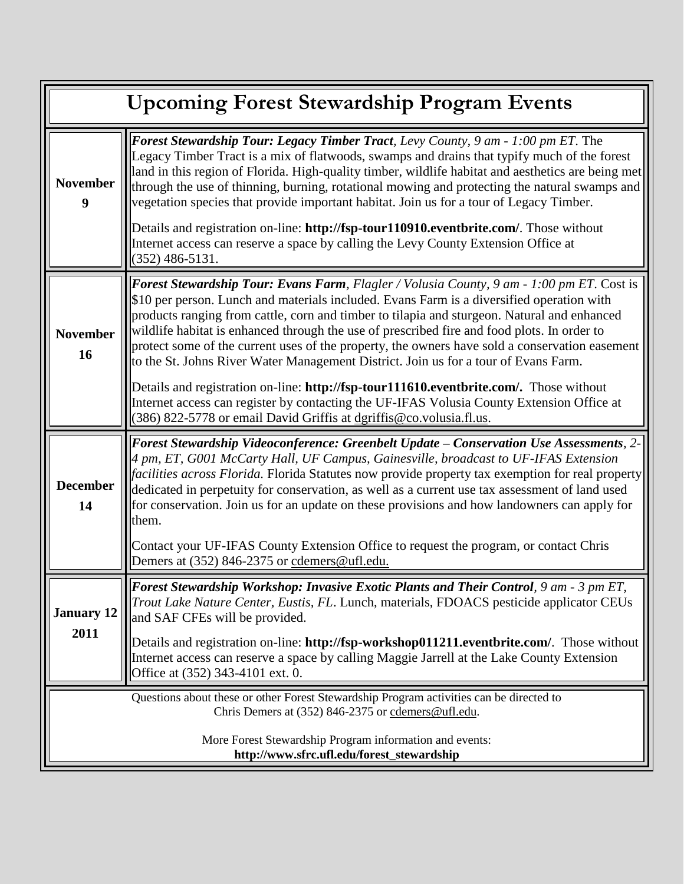# Upcoming Forest Stewardship Program Events

| Date | Event |
| --- | --- |
| **November 9** | ***Forest Stewardship Tour: Legacy Timber Tract****, Levy County, 9 am - 1:00 pm ET*. The Legacy Timber Tract is a mix of flatwoods, swamps and drains that typify much of the forest land in this region of Florida. High-quality timber, wildlife habitat and aesthetics are being met through the use of thinning, burning, rotational mowing and protecting the natural swamps and vegetation species that provide important habitat. Join us for a tour of Legacy Timber.<br><br>Details and registration on-line: **http://fsp-tour110910.eventbrite.com/**. Those without Internet access can reserve a space by calling the Levy County Extension Office at (352) 486-5131. |
| **November 16** | ***Forest Stewardship Tour: Evans Farm****, Flagler / Volusia County, 9 am - 1:00 pm ET*. Cost is $10 per person. Lunch and materials included. Evans Farm is a diversified operation with products ranging from cattle, corn and timber to tilapia and sturgeon. Natural and enhanced wildlife habitat is enhanced through the use of prescribed fire and food plots. In order to protect some of the current uses of the property, the owners have sold a conservation easement to the St. Johns River Water Management District. Join us for a tour of Evans Farm.<br><br>Details and registration on-line: **http://fsp-tour111610.eventbrite.com/.** Those without Internet access can register by contacting the UF-IFAS Volusia County Extension Office at (386) 822-5778 or email David Griffis at dgriffis@co.volusia.fl.us. |
| **December 14** | ***Forest Stewardship Videoconference: Greenbelt Update – Conservation Use Assessments****, 2-4 pm, ET, G001 McCarty Hall, UF Campus, Gainesville, broadcast to UF-IFAS Extension facilities across Florida.* Florida Statutes now provide property tax exemption for real property dedicated in perpetuity for conservation, as well as a current use tax assessment of land used for conservation. Join us for an update on these provisions and how landowners can apply for them.<br><br>Contact your UF-IFAS County Extension Office to request the program, or contact Chris Demers at (352) 846-2375 or cdemers@ufl.edu. |
| **January 12 2011** | ***Forest Stewardship Workshop: Invasive Exotic Plants and Their Control****, 9 am - 3 pm ET, Trout Lake Nature Center, Eustis, FL*. Lunch, materials, FDOACS pesticide applicator CEUs and SAF CFEs will be provided.<br><br>Details and registration on-line: **http://fsp-workshop011211.eventbrite.com/**. Those without Internet access can reserve a space by calling Maggie Jarrell at the Lake County Extension Office at (352) 343-4101 ext. 0. |

Questions about these or other Forest Stewardship Program activities can be directed to Chris Demers at (352) 846-2375 or cdemers@ufl.edu.

More Forest Stewardship Program information and events:
**http://www.sfrc.ufl.edu/forest_stewardship**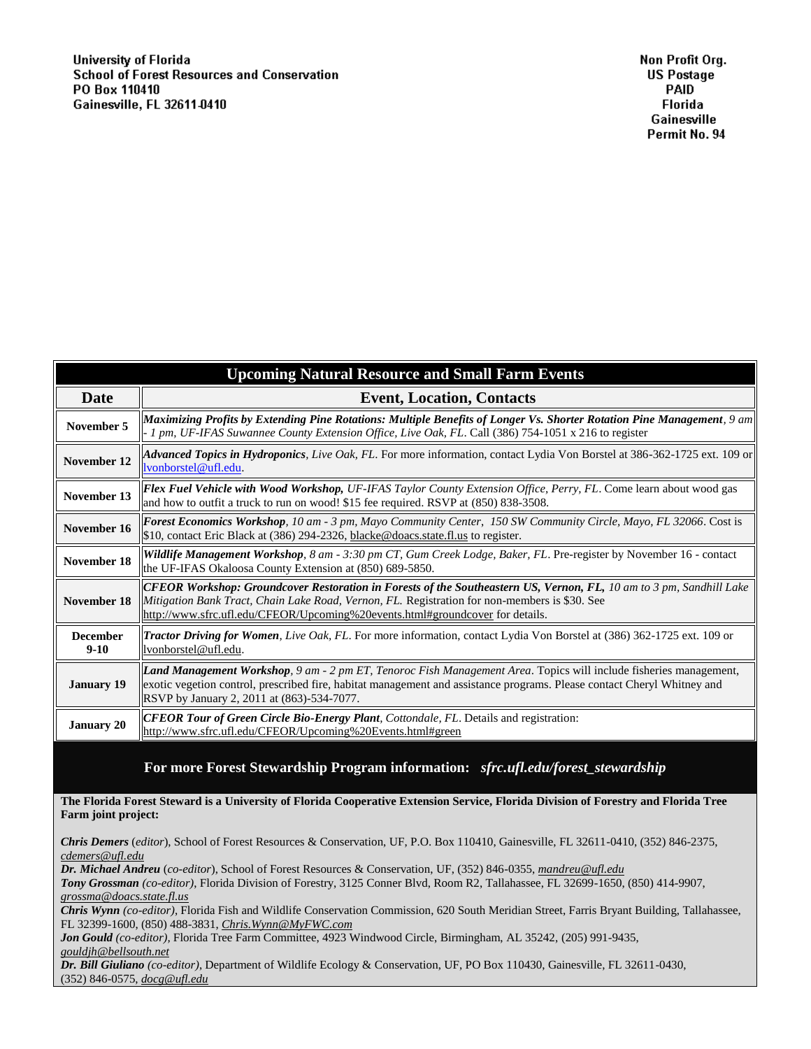University of Florida
School of Forest Resources and Conservation
PO Box 110410
Gainesville, FL 32611-0410

Non Profit Org.
US Postage
PAID
Florida
Gainesville
Permit No. 94

## Upcoming Natural Resource and Small Farm Events

| Date | Event, Location, Contacts |
| --- | --- |
| November 5 | ***Maximizing Profits by Extending Pine Rotations: Multiple Benefits of Longer Vs. Shorter Rotation Pine Management****, 9 am - 1 pm, UF-IFAS Suwannee County Extension Office, Live Oak, FL*. Call (386) 754-1051 x 216 to register |
| November 12 | ***Advanced Topics in Hydroponics****, Live Oak, FL*. For more information, contact Lydia Von Borstel at 386-362-1725 ext. 109 or lvonborstel@ufl.edu. |
| November 13 | ***Flex Fuel Vehicle with Wood Workshop,*** *UF-IFAS Taylor County Extension Office, Perry, FL*. Come learn about wood gas and how to outfit a truck to run on wood! $15 fee required. RSVP at (850) 838-3508. |
| November 16 | ***Forest Economics Workshop****, 10 am - 3 pm, Mayo Community Center, 150 SW Community Circle, Mayo, FL 32066*. Cost is $10, contact Eric Black at (386) 294-2326, blacke@doacs.state.fl.us to register. |
| November 18 | ***Wildlife Management Workshop****, 8 am - 3:30 pm CT, Gum Creek Lodge, Baker, FL*. Pre-register by November 16 - contact the UF-IFAS Okaloosa County Extension at (850) 689-5850. |
| November 18 | ***CFEOR Workshop: Groundcover Restoration in Forests of the Southeastern US, Vernon, FL,*** *10 am to 3 pm, Sandhill Lake Mitigation Bank Tract, Chain Lake Road, Vernon, FL.* Registration for non-members is $30. See http://www.sfrc.ufl.edu/CFEOR/Upcoming%20events.html#groundcover for details. |
| December 9-10 | ***Tractor Driving for Women****, Live Oak, FL*. For more information, contact Lydia Von Borstel at (386) 362-1725 ext. 109 or lvonborstel@ufl.edu. |
| January 19 | ***Land Management Workshop****, 9 am - 2 pm ET, Tenoroc Fish Management Area*. Topics will include fisheries management, exotic vegetion control, prescribed fire, habitat management and assistance programs. Please contact Cheryl Whitney and RSVP by January 2, 2011 at (863)-534-7077. |
| January 20 | ***CFEOR Tour of Green Circle Bio-Energy Plant****, Cottondale, FL*. Details and registration: http://www.sfrc.ufl.edu/CFEOR/Upcoming%20Events.html#green |

**For more Forest Stewardship Program information:** ***sfrc.ufl.edu/forest_stewardship***

**The Florida Forest Steward is a University of Florida Cooperative Extension Service, Florida Division of Forestry and Florida Tree Farm joint project:**

***Chris Demers*** (*editor*), School of Forest Resources & Conservation, UF, P.O. Box 110410, Gainesville, FL 32611-0410, (352) 846-2375, *cdemers@ufl.edu*
***Dr. Michael Andreu*** (*co-editor*), School of Forest Resources & Conservation, UF, (352) 846-0355, *mandreu@ufl.edu*
***Tony Grossman*** *(co-editor)*, Florida Division of Forestry, 3125 Conner Blvd, Room R2, Tallahassee, FL 32699-1650, (850) 414-9907, *grossma@doacs.state.fl.us*
***Chris Wynn*** *(co-editor)*, Florida Fish and Wildlife Conservation Commission, 620 South Meridian Street, Farris Bryant Building, Tallahassee, FL 32399-1600, (850) 488-3831, *Chris.Wynn@MyFWC.com*
***Jon Gould*** *(co-editor)*, Florida Tree Farm Committee, 4923 Windwood Circle, Birmingham, AL 35242, (205) 991-9435, *gouldjh@bellsouth.net*
***Dr. Bill Giuliano*** *(co-editor)*, Department of Wildlife Ecology & Conservation, UF, PO Box 110430, Gainesville, FL 32611-0430, (352) 846-0575, *docg@ufl.edu*